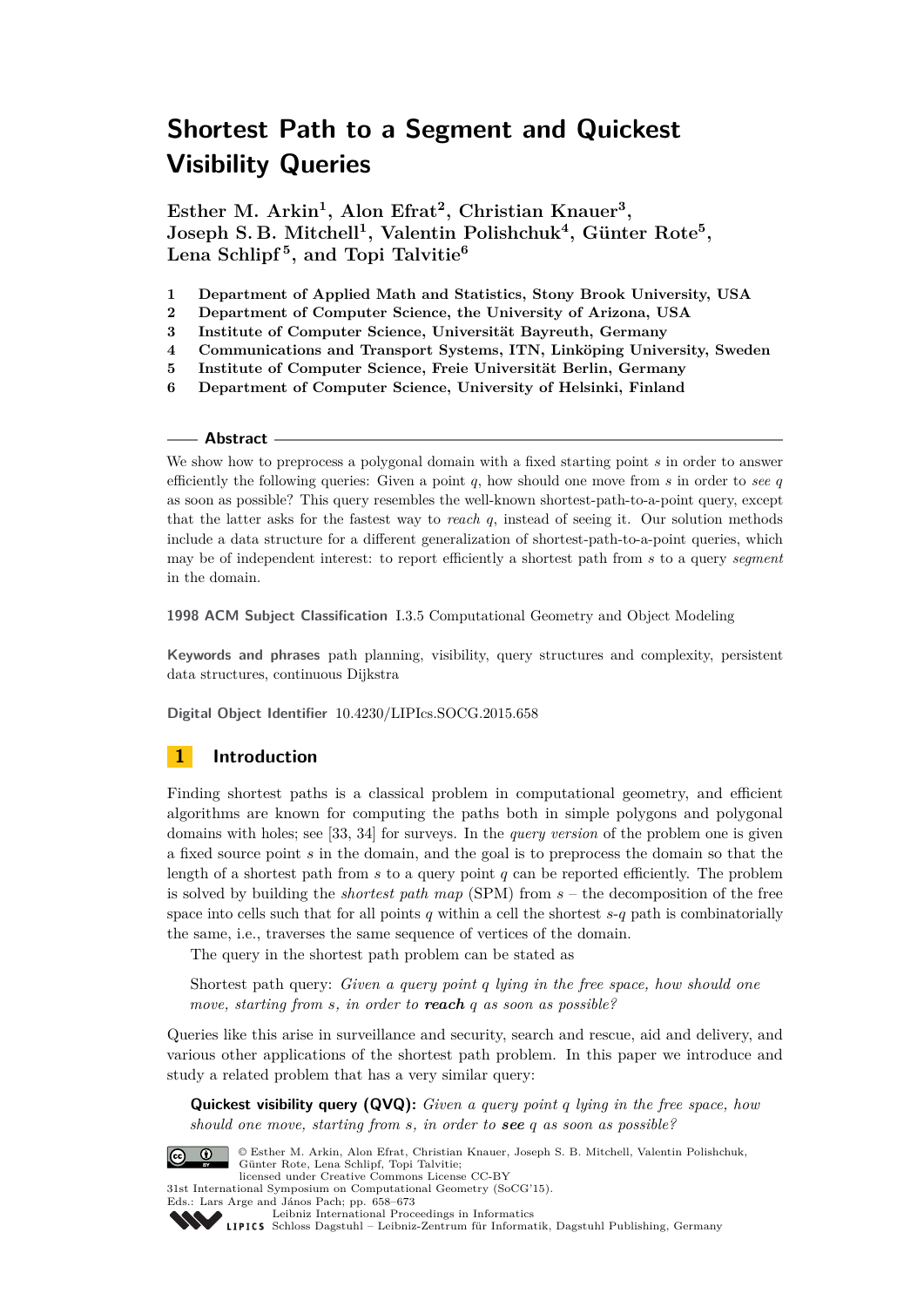// Shortest Path to a Segment and Quickest Visibility Queries

**Esther M. Arkin[1], Alon Efrat[2], Christian Knauer[3], Joseph S. B. Mitchell[1], Valentin Polishchuk[4], Günter Rote[5], Lena Schlipf[5], and Topi Talvitie[6]**

1. **Department of Applied Math and Statistics, Stony Brook University, USA**
2. **Department of Computer Science, the University of Arizona, USA**
3. **Institute of Computer Science, Universität Bayreuth, Germany**
4. **Communications and Transport Systems, ITN, Linköping University, Sweden**
5. **Institute of Computer Science, Freie Universität Berlin, Germany**
6. **Department of Computer Science, University of Helsinki, Finland**

## Abstract

We show how to preprocess a polygonal domain with a fixed starting point $s$ in order to answer efficiently the following queries: Given a point $q$, how should one move from $s$ in order to *see* $q$ as soon as possible? This query resembles the well-known shortest-path-to-a-point query, except that the latter asks for the fastest way to *reach* $q$, instead of seeing it. Our solution methods include a data structure for a different generalization of shortest-path-to-a-point queries, which may be of independent interest: to report efficiently a shortest path from $s$ to a query *segment* in the domain.

**1998 ACM Subject Classification** I.3.5 Computational Geometry and Object Modeling

**Keywords and phrases** path planning, visibility, query structures and complexity, persistent data structures, continuous Dijkstra

**Digital Object Identifier** 10.4230/LIPIcs.SOCG.2015.658

## 1 Introduction

Finding shortest paths is a classical problem in computational geometry, and efficient algorithms are known for computing the paths both in simple polygons and polygonal domains with holes; see [33, 34] for surveys. In the *query version* of the problem one is given a fixed source point $s$ in the domain, and the goal is to preprocess the domain so that the length of a shortest path from $s$ to a query point $q$ can be reported efficiently. The problem is solved by building the *shortest path map* (SPM) from $s$ – the decomposition of the free space into cells such that for all points $q$ within a cell the shortest $s$-$q$ path is combinatorially the same, i.e., traverses the same sequence of vertices of the domain.

The query in the shortest path problem can be stated as

> Shortest path query: *Given a query point $q$ lying in the free space, how should one move, starting from $s$, in order to **reach** $q$ as soon as possible?*

Queries like this arise in surveillance and security, search and rescue, aid and delivery, and various other applications of the shortest path problem. In this paper we introduce and study a related problem that has a very similar query:

> **Quickest visibility query (QVQ):** *Given a query point $q$ lying in the free space, how should one move, starting from $s$, in order to **see** $q$ as soon as possible?*

© Esther M. Arkin, Alon Efrat, Christian Knauer, Joseph S. B. Mitchell, Valentin Polishchuk, Günter Rote, Lena Schlipf, Topi Talvitie;
licensed under Creative Commons License CC-BY
31st International Symposium on Computational Geometry (SoCG'15).
Eds.: Lars Arge and János Pach; pp. 658–673
Leibniz International Proceedings in Informatics
Schloss Dagstuhl – Leibniz-Zentrum für Informatik, Dagstuhl Publishing, Germany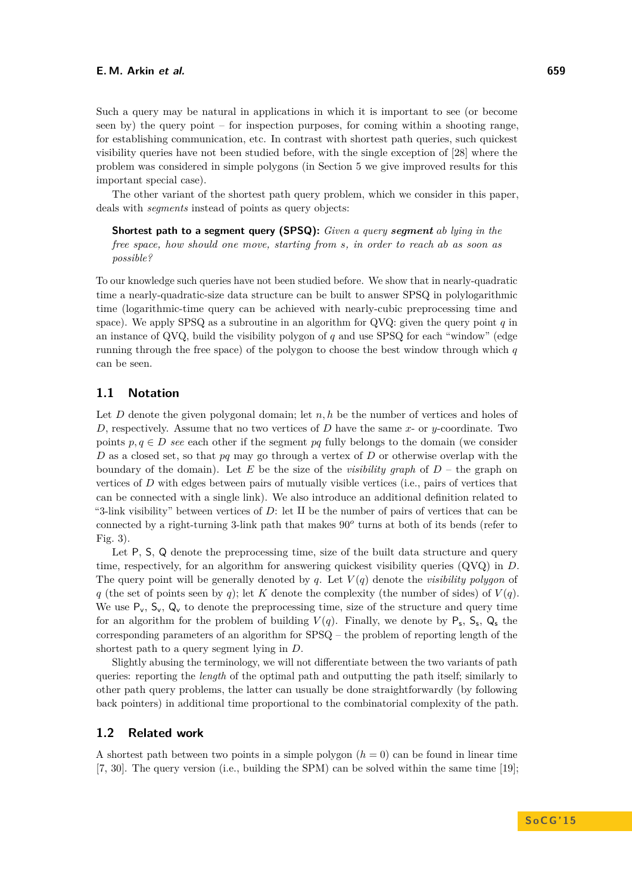Such a query may be natural in applications in which it is important to see (or become seen by) the query point – for inspection purposes, for coming within a shooting range, for establishing communication, etc. In contrast with shortest path queries, such quickest visibility queries have not been studied before, with the single exception of [28] where the problem was considered in simple polygons (in Section 5 we give improved results for this important special case).

The other variant of the shortest path query problem, which we consider in this paper, deals with *segments* instead of points as query objects:

> **Shortest path to a segment query (SPSQ):** *Given a query* ***segment*** *ab lying in the free space, how should one move, starting from s, in order to reach ab as soon as possible?*

To our knowledge such queries have not been studied before. We show that in nearly-quadratic time a nearly-quadratic-size data structure can be built to answer SPSQ in polylogarithmic time (logarithmic-time query can be achieved with nearly-cubic preprocessing time and space). We apply SPSQ as a subroutine in an algorithm for QVQ: given the query point $q$ in an instance of QVQ, build the visibility polygon of $q$ and use SPSQ for each "window" (edge running through the free space) of the polygon to choose the best window through which $q$ can be seen.

## 1.1 Notation

Let $D$ denote the given polygonal domain; let $n, h$ be the number of vertices and holes of $D$, respectively. Assume that no two vertices of $D$ have the same $x$- or $y$-coordinate. Two points $p, q \in D$ *see* each other if the segment $pq$ fully belongs to the domain (we consider $D$ as a closed set, so that $pq$ may go through a vertex of $D$ or otherwise overlap with the boundary of the domain). Let $E$ be the size of the *visibility graph* of $D$ – the graph on vertices of $D$ with edges between pairs of mutually visible vertices (i.e., pairs of vertices that can be connected with a single link). We also introduce an additional definition related to "3-link visibility" between vertices of $D$: let $\Pi$ be the number of pairs of vertices that can be connected by a right-turning 3-link path that makes $90^o$ turns at both of its bends (refer to Fig. 3).

Let $\mathsf{P}$, $\mathsf{S}$, $\mathsf{Q}$ denote the preprocessing time, size of the built data structure and query time, respectively, for an algorithm for answering quickest visibility queries (QVQ) in $D$. The query point will be generally denoted by $q$. Let $V(q)$ denote the *visibility polygon* of $q$ (the set of points seen by $q$); let $K$ denote the complexity (the number of sides) of $V(q)$. We use $\mathsf{P_v}$, $\mathsf{S_v}$, $\mathsf{Q_v}$ to denote the preprocessing time, size of the structure and query time for an algorithm for the problem of building $V(q)$. Finally, we denote by $\mathsf{P_s}$, $\mathsf{S_s}$, $\mathsf{Q_s}$ the corresponding parameters of an algorithm for SPSQ – the problem of reporting length of the shortest path to a query segment lying in $D$.

Slightly abusing the terminology, we will not differentiate between the two variants of path queries: reporting the *length* of the optimal path and outputting the path itself; similarly to other path query problems, the latter can usually be done straightforwardly (by following back pointers) in additional time proportional to the combinatorial complexity of the path.

## 1.2 Related work

A shortest path between two points in a simple polygon ($h = 0$) can be found in linear time [7, 30]. The query version (i.e., building the SPM) can be solved within the same time [19];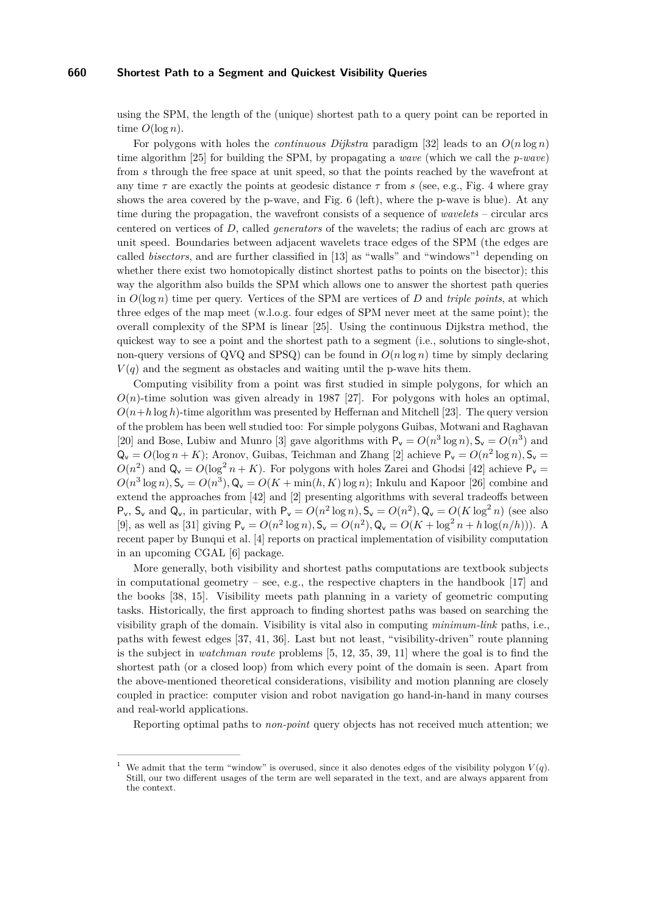using the SPM, the length of the (unique) shortest path to a query point can be reported in time $O(\log n)$.

For polygons with holes the *continuous Dijkstra* paradigm [32] leads to an $O(n \log n)$ time algorithm [25] for building the SPM, by propagating a *wave* (which we call the *p-wave*) from $s$ through the free space at unit speed, so that the points reached by the wavefront at any time $\tau$ are exactly the points at geodesic distance $\tau$ from $s$ (see, e.g., Fig. 4 where gray shows the area covered by the p-wave, and Fig. 6 (left), where the p-wave is blue). At any time during the propagation, the wavefront consists of a sequence of *wavelets* – circular arcs centered on vertices of $D$, called *generators* of the wavelets; the radius of each arc grows at unit speed. Boundaries between adjacent wavelets trace edges of the SPM (the edges are called *bisectors*, and are further classified in [13] as "walls" and "windows"[1] depending on whether there exist two homotopically distinct shortest paths to points on the bisector); this way the algorithm also builds the SPM which allows one to answer the shortest path queries in $O(\log n)$ time per query. Vertices of the SPM are vertices of $D$ and *triple points*, at which three edges of the map meet (w.l.o.g. four edges of SPM never meet at the same point); the overall complexity of the SPM is linear [25]. Using the continuous Dijkstra method, the quickest way to see a point and the shortest path to a segment (i.e., solutions to single-shot, non-query versions of QVQ and SPSQ) can be found in $O(n \log n)$ time by simply declaring $V(q)$ and the segment as obstacles and waiting until the p-wave hits them.

Computing visibility from a point was first studied in simple polygons, for which an $O(n)$-time solution was given already in 1987 [27]. For polygons with holes an optimal, $O(n+h \log h)$-time algorithm was presented by Heffernan and Mitchell [23]. The query version of the problem has been well studied too: For simple polygons Guibas, Motwani and Raghavan [20] and Bose, Lubiw and Munro [3] gave algorithms with $\mathsf{P_v} = O(n^3 \log n), \mathsf{S_v} = O(n^3)$ and $\mathsf{Q_v} = O(\log n + K)$; Aronov, Guibas, Teichman and Zhang [2] achieve $\mathsf{P_v} = O(n^2 \log n), \mathsf{S_v} = O(n^2)$ and $\mathsf{Q_v} = O(\log^2 n + K)$. For polygons with holes Zarei and Ghodsi [42] achieve $\mathsf{P_v} = O(n^3 \log n), \mathsf{S_v} = O(n^3), \mathsf{Q_v} = O(K + \min(h, K) \log n)$; Inkulu and Kapoor [26] combine and extend the approaches from [42] and [2] presenting algorithms with several tradeoffs between $\mathsf{P_v}$, $\mathsf{S_v}$ and $\mathsf{Q_v}$, in particular, with $\mathsf{P_v} = O(n^2 \log n), \mathsf{S_v} = O(n^2), \mathsf{Q_v} = O(K \log^2 n)$ (see also [9], as well as [31] giving $\mathsf{P_v} = O(n^2 \log n), \mathsf{S_v} = O(n^2), \mathsf{Q_v} = O(K + \log^2 n + h \log(n/h))$). A recent paper by Bunqui et al. [4] reports on practical implementation of visibility computation in an upcoming CGAL [6] package.

More generally, both visibility and shortest paths computations are textbook subjects in computational geometry – see, e.g., the respective chapters in the handbook [17] and the books [38, 15]. Visibility meets path planning in a variety of geometric computing tasks. Historically, the first approach to finding shortest paths was based on searching the visibility graph of the domain. Visibility is vital also in computing *minimum-link* paths, i.e., paths with fewest edges [37, 41, 36]. Last but not least, "visibility-driven" route planning is the subject in *watchman route* problems [5, 12, 35, 39, 11] where the goal is to find the shortest path (or a closed loop) from which every point of the domain is seen. Apart from the above-mentioned theoretical considerations, visibility and motion planning are closely coupled in practice: computer vision and robot navigation go hand-in-hand in many courses and real-world applications.

Reporting optimal paths to *non-point* query objects has not received much attention; we

---

[1] We admit that the term "window" is overused, since it also denotes edges of the visibility polygon $V(q)$. Still, our two different usages of the term are well separated in the text, and are always apparent from the context.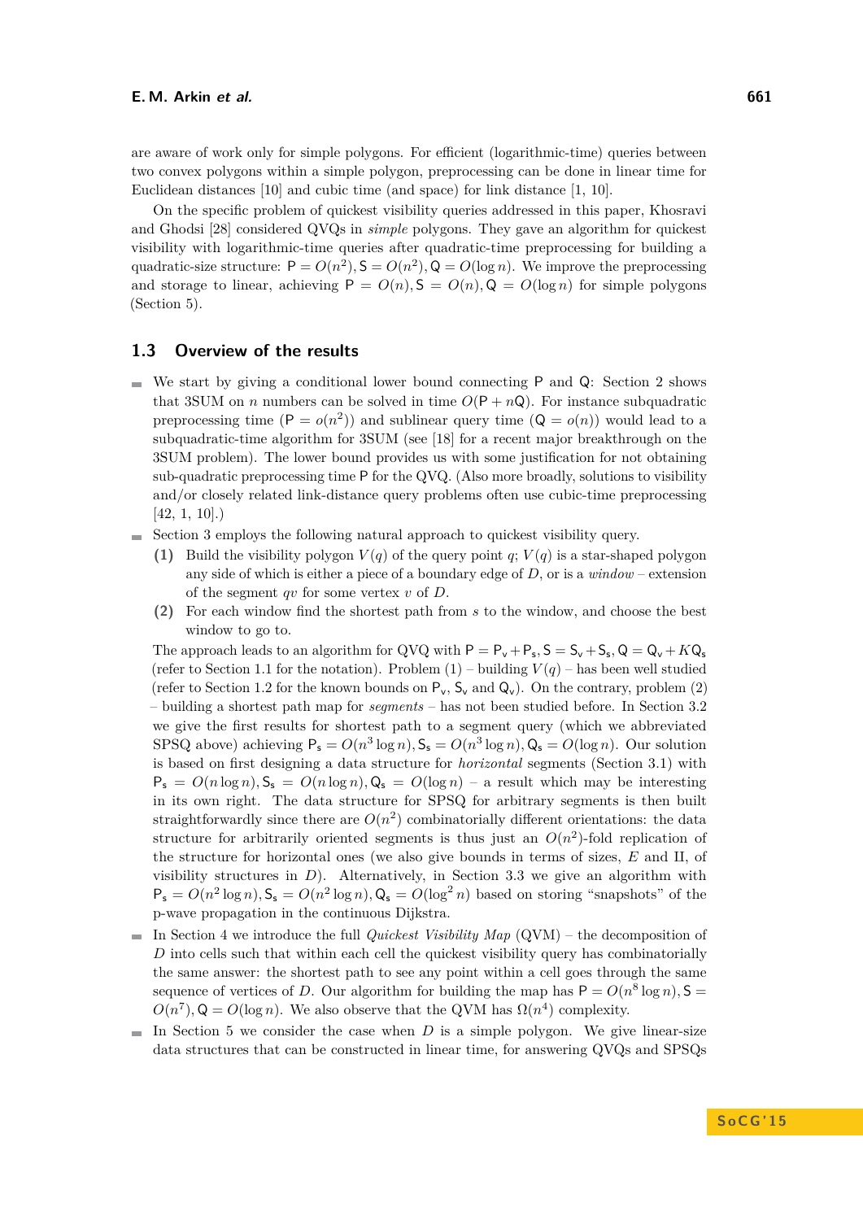are aware of work only for simple polygons. For efficient (logarithmic-time) queries between two convex polygons within a simple polygon, preprocessing can be done in linear time for Euclidean distances [10] and cubic time (and space) for link distance [1, 10].

On the specific problem of quickest visibility queries addressed in this paper, Khosravi and Ghodsi [28] considered QVQs in *simple* polygons. They gave an algorithm for quickest visibility with logarithmic-time queries after quadratic-time preprocessing for building a quadratic-size structure: $\mathsf{P} = O(n^2), \mathsf{S} = O(n^2), \mathsf{Q} = O(\log n)$. We improve the preprocessing and storage to linear, achieving $\mathsf{P} = O(n), \mathsf{S} = O(n), \mathsf{Q} = O(\log n)$ for simple polygons (Section 5).

## 1.3 Overview of the results

- We start by giving a conditional lower bound connecting $\mathsf{P}$ and $\mathsf{Q}$: Section 2 shows that 3SUM on $n$ numbers can be solved in time $O(\mathsf{P} + n\mathsf{Q})$. For instance subquadratic preprocessing time ($\mathsf{P} = o(n^2)$) and sublinear query time ($\mathsf{Q} = o(n)$) would lead to a subquadratic-time algorithm for 3SUM (see [18] for a recent major breakthrough on the 3SUM problem). The lower bound provides us with some justification for not obtaining sub-quadratic preprocessing time $\mathsf{P}$ for the QVQ. (Also more broadly, solutions to visibility and/or closely related link-distance query problems often use cubic-time preprocessing [42, 1, 10].)
- Section 3 employs the following natural approach to quickest visibility query.
  **(1)** Build the visibility polygon $V(q)$ of the query point $q$; $V(q)$ is a star-shaped polygon any side of which is either a piece of a boundary edge of $D$, or is a *window* – extension of the segment $qv$ for some vertex $v$ of $D$.
  **(2)** For each window find the shortest path from $s$ to the window, and choose the best window to go to.

  The approach leads to an algorithm for QVQ with $\mathsf{P} = \mathsf{P_v} + \mathsf{P_s}, \mathsf{S} = \mathsf{S_v} + \mathsf{S_s}, \mathsf{Q} = \mathsf{Q_v} + K\mathsf{Q_s}$ (refer to Section 1.1 for the notation). Problem (1) – building $V(q)$ – has been well studied (refer to Section 1.2 for the known bounds on $\mathsf{P_v}$, $\mathsf{S_v}$ and $\mathsf{Q_v}$). On the contrary, problem (2) – building a shortest path map for *segments* – has not been studied before. In Section 3.2 we give the first results for shortest path to a segment query (which we abbreviated SPSQ above) achieving $\mathsf{P_s} = O(n^3 \log n), \mathsf{S_s} = O(n^3 \log n), \mathsf{Q_s} = O(\log n)$. Our solution is based on first designing a data structure for *horizontal* segments (Section 3.1) with $\mathsf{P_s} = O(n \log n), \mathsf{S_s} = O(n \log n), \mathsf{Q_s} = O(\log n)$ – a result which may be interesting in its own right. The data structure for SPSQ for arbitrary segments is then built straightforwardly since there are $O(n^2)$ combinatorially different orientations: the data structure for arbitrarily oriented segments is thus just an $O(n^2)$-fold replication of the structure for horizontal ones (we also give bounds in terms of sizes, $E$ and $\Pi$, of visibility structures in $D$). Alternatively, in Section 3.3 we give an algorithm with $\mathsf{P_s} = O(n^2 \log n), \mathsf{S_s} = O(n^2 \log n), \mathsf{Q_s} = O(\log^2 n)$ based on storing "snapshots" of the p-wave propagation in the continuous Dijkstra.
- In Section 4 we introduce the full *Quickest Visibility Map* (QVM) – the decomposition of $D$ into cells such that within each cell the quickest visibility query has combinatorially the same answer: the shortest path to see any point within a cell goes through the same sequence of vertices of $D$. Our algorithm for building the map has $\mathsf{P} = O(n^8 \log n), \mathsf{S} = O(n^7), \mathsf{Q} = O(\log n)$. We also observe that the QVM has $\Omega(n^4)$ complexity.
- In Section 5 we consider the case when $D$ is a simple polygon. We give linear-size data structures that can be constructed in linear time, for answering QVQs and SPSQs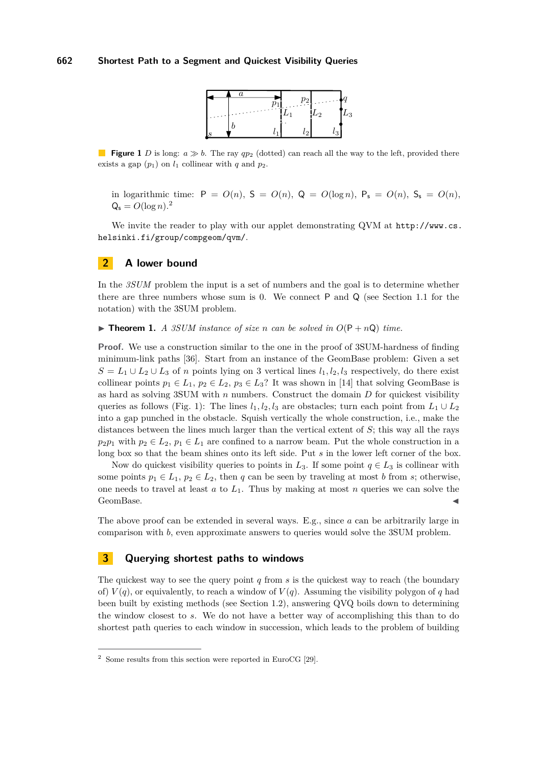**Figure 1** $D$ is long: $a \gg b$. The ray $qp_2$ (dotted) can reach all the way to the left, provided there exists a gap ($p_1$) on $l_1$ collinear with $q$ and $p_2$.

in logarithmic time: $\mathsf{P} = O(n)$, $\mathsf{S} = O(n)$, $\mathsf{Q} = O(\log n)$, $\mathsf{P_s} = O(n)$, $\mathsf{S_s} = O(n)$, $\mathsf{Q_s} = O(\log n)$.[2]

We invite the reader to play with our applet demonstrating QVM at `http://www.cs.helsinki.fi/group/compgeom/qvm/`.

## 2 A lower bound

In the *3SUM* problem the input is a set of numbers and the goal is to determine whether there are three numbers whose sum is 0. We connect $\mathsf{P}$ and $\mathsf{Q}$ (see Section 1.1 for the notation) with the 3SUM problem.

▶ **Theorem 1.** *A 3SUM instance of size $n$ can be solved in $O(\mathsf{P} + n\mathsf{Q})$ time.*

**Proof.** We use a construction similar to the one in the proof of 3SUM-hardness of finding minimum-link paths [36]. Start from an instance of the GeomBase problem: Given a set $S = L_1 \cup L_2 \cup L_3$ of $n$ points lying on 3 vertical lines $l_1, l_2, l_3$ respectively, do there exist collinear points $p_1 \in L_1$, $p_2 \in L_2$, $p_3 \in L_3$? It was shown in [14] that solving GeomBase is as hard as solving 3SUM with $n$ numbers. Construct the domain $D$ for quickest visibility queries as follows (Fig. 1): The lines $l_1, l_2, l_3$ are obstacles; turn each point from $L_1 \cup L_2$ into a gap punched in the obstacle. Squish vertically the whole construction, i.e., make the distances between the lines much larger than the vertical extent of $S$; this way all the rays $p_2p_1$ with $p_2 \in L_2$, $p_1 \in L_1$ are confined to a narrow beam. Put the whole construction in a long box so that the beam shines onto its left side. Put $s$ in the lower left corner of the box.

Now do quickest visibility queries to points in $L_3$. If some point $q \in L_3$ is collinear with some points $p_1 \in L_1$, $p_2 \in L_2$, then $q$ can be seen by traveling at most $b$ from $s$; otherwise, one needs to travel at least $a$ to $L_1$. Thus by making at most $n$ queries we can solve the GeomBase. ◀

The above proof can be extended in several ways. E.g., since $a$ can be arbitrarily large in comparison with $b$, even approximate answers to queries would solve the 3SUM problem.

## 3 Querying shortest paths to windows

The quickest way to see the query point $q$ from $s$ is the quickest way to reach (the boundary of) $V(q)$, or equivalently, to reach a window of $V(q)$. Assuming the visibility polygon of $q$ had been built by existing methods (see Section 1.2), answering QVQ boils down to determining the window closest to $s$. We do not have a better way of accomplishing this than to do shortest path queries to each window in succession, which leads to the problem of building

[2] Some results from this section were reported in EuroCG [29].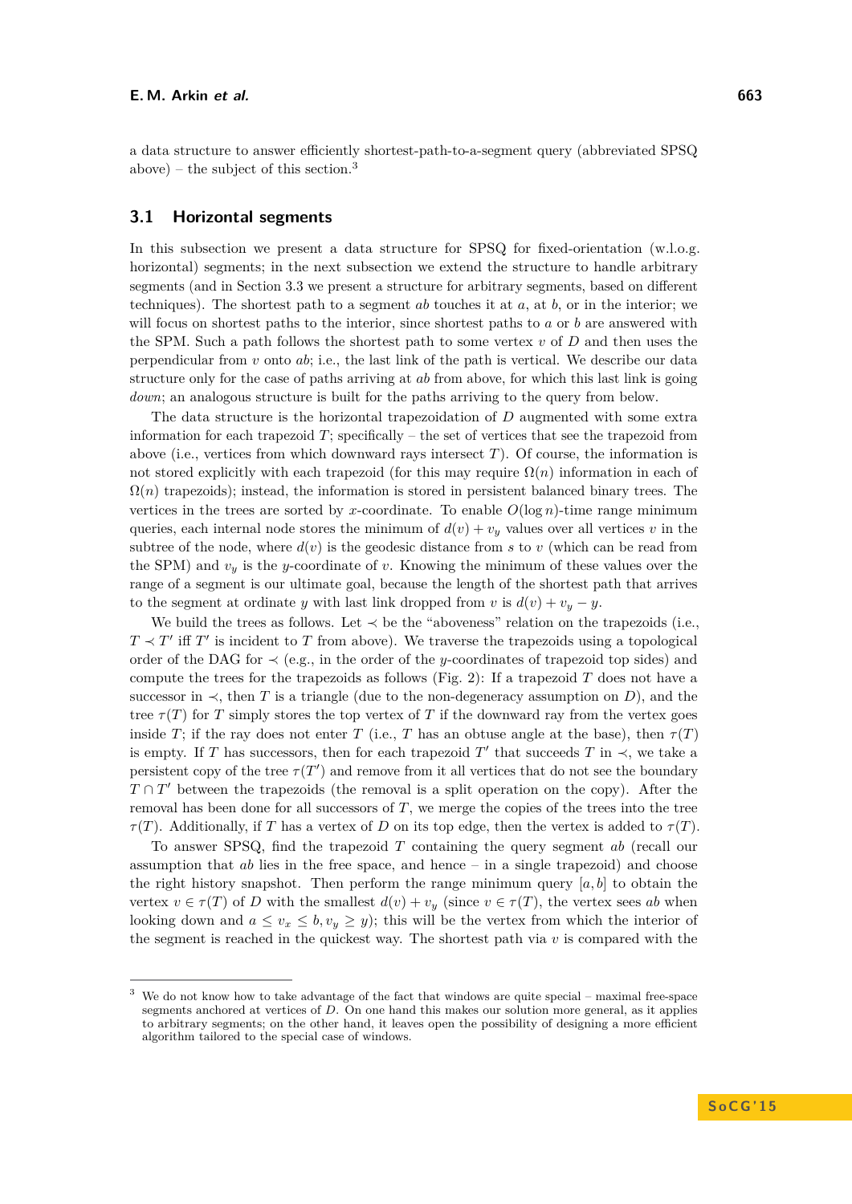a data structure to answer efficiently shortest-path-to-a-segment query (abbreviated SPSQ above) – the subject of this section.[3]

## 3.1 Horizontal segments

In this subsection we present a data structure for SPSQ for fixed-orientation (w.l.o.g. horizontal) segments; in the next subsection we extend the structure to handle arbitrary segments (and in Section 3.3 we present a structure for arbitrary segments, based on different techniques). The shortest path to a segment $ab$ touches it at $a$, at $b$, or in the interior; we will focus on shortest paths to the interior, since shortest paths to $a$ or $b$ are answered with the SPM. Such a path follows the shortest path to some vertex $v$ of $D$ and then uses the perpendicular from $v$ onto $ab$; i.e., the last link of the path is vertical. We describe our data structure only for the case of paths arriving at $ab$ from above, for which this last link is going *down*; an analogous structure is built for the paths arriving to the query from below.

The data structure is the horizontal trapezoidation of $D$ augmented with some extra information for each trapezoid $T$; specifically – the set of vertices that see the trapezoid from above (i.e., vertices from which downward rays intersect $T$). Of course, the information is not stored explicitly with each trapezoid (for this may require $\Omega(n)$ information in each of $\Omega(n)$ trapezoids); instead, the information is stored in persistent balanced binary trees. The vertices in the trees are sorted by $x$-coordinate. To enable $O(\log n)$-time range minimum queries, each internal node stores the minimum of $d(v) + v_y$ values over all vertices $v$ in the subtree of the node, where $d(v)$ is the geodesic distance from $s$ to $v$ (which can be read from the SPM) and $v_y$ is the $y$-coordinate of $v$. Knowing the minimum of these values over the range of a segment is our ultimate goal, because the length of the shortest path that arrives to the segment at ordinate $y$ with last link dropped from $v$ is $d(v) + v_y - y$.

We build the trees as follows. Let $\prec$ be the "aboveness" relation on the trapezoids (i.e., $T \prec T'$ iff $T'$ is incident to $T$ from above). We traverse the trapezoids using a topological order of the DAG for $\prec$ (e.g., in the order of the $y$-coordinates of trapezoid top sides) and compute the trees for the trapezoids as follows (Fig. 2): If a trapezoid $T$ does not have a successor in $\prec$, then $T$ is a triangle (due to the non-degeneracy assumption on $D$), and the tree $\tau(T)$ for $T$ simply stores the top vertex of $T$ if the downward ray from the vertex goes inside $T$; if the ray does not enter $T$ (i.e., $T$ has an obtuse angle at the base), then $\tau(T)$ is empty. If $T$ has successors, then for each trapezoid $T'$ that succeeds $T$ in $\prec$, we take a persistent copy of the tree $\tau(T')$ and remove from it all vertices that do not see the boundary $T \cap T'$ between the trapezoids (the removal is a split operation on the copy). After the removal has been done for all successors of $T$, we merge the copies of the trees into the tree $\tau(T)$. Additionally, if $T$ has a vertex of $D$ on its top edge, then the vertex is added to $\tau(T)$.

To answer SPSQ, find the trapezoid $T$ containing the query segment $ab$ (recall our assumption that $ab$ lies in the free space, and hence – in a single trapezoid) and choose the right history snapshot. Then perform the range minimum query $[a, b]$ to obtain the vertex $v \in \tau(T)$ of $D$ with the smallest $d(v) + v_y$ (since $v \in \tau(T)$, the vertex sees $ab$ when looking down and $a \leq v_x \leq b, v_y \geq y$); this will be the vertex from which the interior of the segment is reached in the quickest way. The shortest path via $v$ is compared with the

[3] We do not know how to take advantage of the fact that windows are quite special – maximal free-space segments anchored at vertices of $D$. On one hand this makes our solution more general, as it applies to arbitrary segments; on the other hand, it leaves open the possibility of designing a more efficient algorithm tailored to the special case of windows.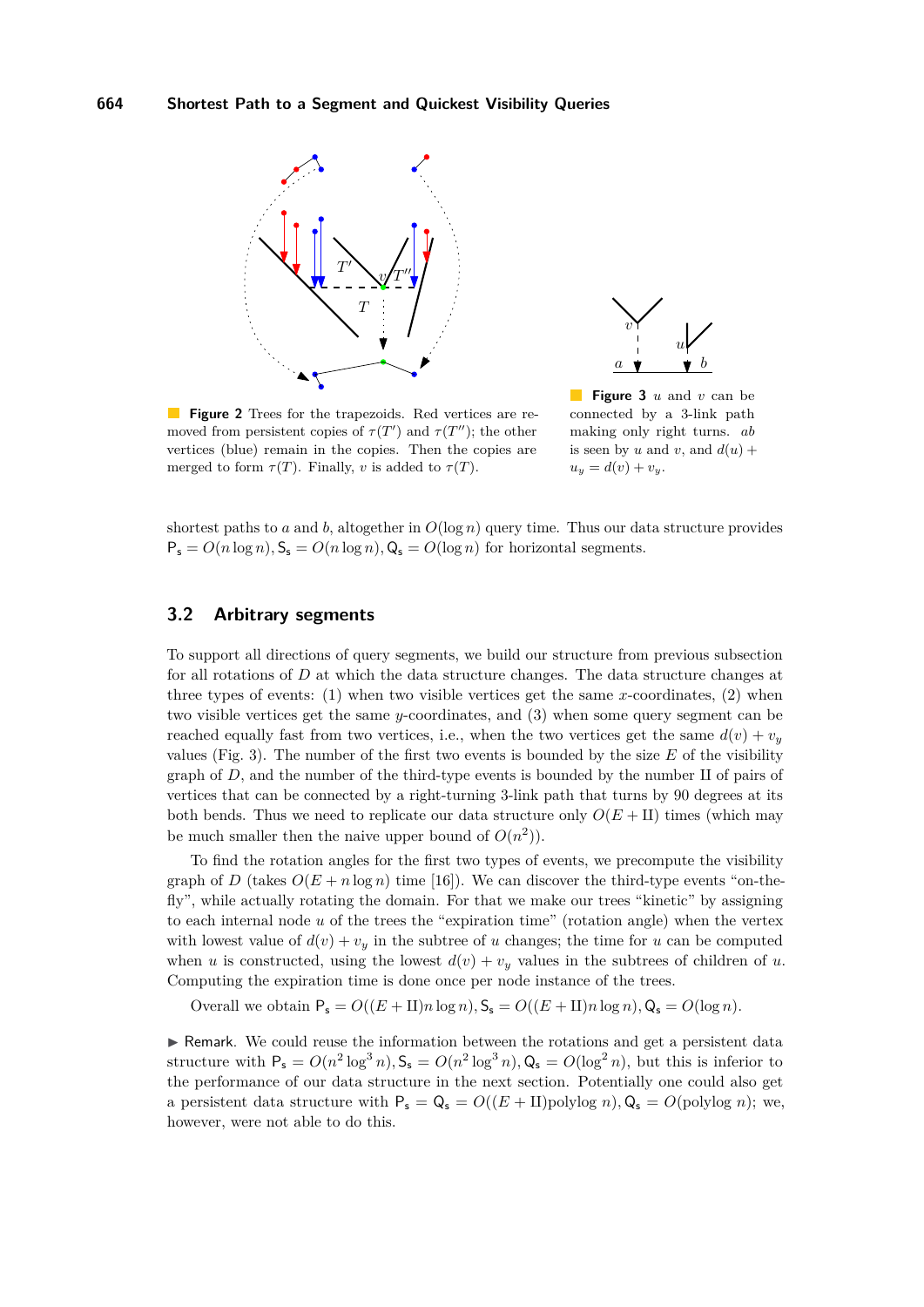**Figure 2** Trees for the trapezoids. Red vertices are removed from persistent copies of $\tau(T')$ and $\tau(T'')$; the other vertices (blue) remain in the copies. Then the copies are merged to form $\tau(T)$. Finally, $v$ is added to $\tau(T)$.

**Figure 3** $u$ and $v$ can be connected by a 3-link path making only right turns. $ab$ is seen by $u$ and $v$, and $d(u) + u_y = d(v) + v_y$.

shortest paths to $a$ and $b$, altogether in $O(\log n)$ query time. Thus our data structure provides $\mathsf{P_s} = O(n \log n), \mathsf{S_s} = O(n \log n), \mathsf{Q_s} = O(\log n)$ for horizontal segments.

## 3.2 Arbitrary segments

To support all directions of query segments, we build our structure from previous subsection for all rotations of $D$ at which the data structure changes. The data structure changes at three types of events: (1) when two visible vertices get the same $x$-coordinates, (2) when two visible vertices get the same $y$-coordinates, and (3) when some query segment can be reached equally fast from two vertices, i.e., when the two vertices get the same $d(v) + v_y$ values (Fig. 3). The number of the first two events is bounded by the size $E$ of the visibility graph of $D$, and the number of the third-type events is bounded by the number $\text{II}$ of pairs of vertices that can be connected by a right-turning 3-link path that turns by 90 degrees at its both bends. Thus we need to replicate our data structure only $O(E + \text{II})$ times (which may be much smaller then the naive upper bound of $O(n^2)$).

To find the rotation angles for the first two types of events, we precompute the visibility graph of $D$ (takes $O(E + n \log n)$ time [16]). We can discover the third-type events "on-the-fly", while actually rotating the domain. For that we make our trees "kinetic" by assigning to each internal node $u$ of the trees the "expiration time" (rotation angle) when the vertex with lowest value of $d(v) + v_y$ in the subtree of $u$ changes; the time for $u$ can be computed when $u$ is constructed, using the lowest $d(v) + v_y$ values in the subtrees of children of $u$. Computing the expiration time is done once per node instance of the trees.

Overall we obtain $\mathsf{P_s} = O((E + \text{II})n \log n), \mathsf{S_s} = O((E + \text{II})n \log n), \mathsf{Q_s} = O(\log n)$.

▶ Remark. We could reuse the information between the rotations and get a persistent data structure with $\mathsf{P_s} = O(n^2 \log^3 n), \mathsf{S_s} = O(n^2 \log^3 n), \mathsf{Q_s} = O(\log^2 n)$, but this is inferior to the performance of our data structure in the next section. Potentially one could also get a persistent data structure with $\mathsf{P_s} = \mathsf{Q_s} = O((E + \text{II})\text{polylog } n), \mathsf{Q_s} = O(\text{polylog } n)$; we, however, were not able to do this.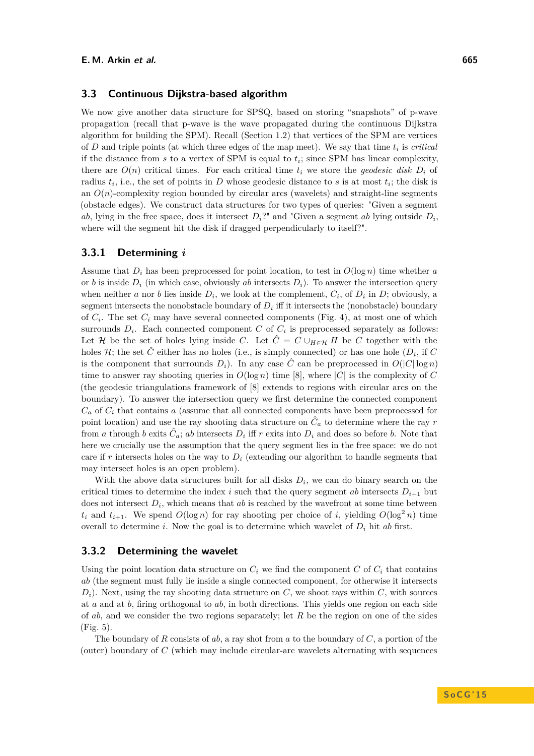## 3.3 Continuous Dijkstra-based algorithm

We now give another data structure for SPSQ, based on storing “snapshots” of p-wave propagation (recall that p-wave is the wave propagated during the continuous Dijkstra algorithm for building the SPM). Recall (Section 1.2) that vertices of the SPM are vertices of $D$ and triple points (at which three edges of the map meet). We say that time $t_i$ is *critical* if the distance from $s$ to a vertex of SPM is equal to $t_i$; since SPM has linear complexity, there are $O(n)$ critical times. For each critical time $t_i$ we store the *geodesic disk* $D_i$ of radius $t_i$, i.e., the set of points in $D$ whose geodesic distance to $s$ is at most $t_i$; the disk is an $O(n)$-complexity region bounded by circular arcs (wavelets) and straight-line segments (obstacle edges). We construct data structures for two types of queries: "Given a segment $ab$, lying in the free space, does it intersect $D_i$?" and "Given a segment $ab$ lying outside $D_i$, where will the segment hit the disk if dragged perpendicularly to itself?".

### 3.3.1 Determining $i$

Assume that $D_i$ has been preprocessed for point location, to test in $O(\log n)$ time whether $a$ or $b$ is inside $D_i$ (in which case, obviously $ab$ intersects $D_i$). To answer the intersection query when neither $a$ nor $b$ lies inside $D_i$, we look at the complement, $C_i$, of $D_i$ in $D$; obviously, a segment intersects the nonobstacle boundary of $D_i$ iff it intersects the (nonobstacle) boundary of $C_i$. The set $C_i$ may have several connected components (Fig. 4), at most one of which surrounds $D_i$. Each connected component $C$ of $C_i$ is preprocessed separately as follows: Let $\mathcal{H}$ be the set of holes lying inside $C$. Let $\hat{C} = C \cup_{H \in \mathcal{H}} H$ be $C$ together with the holes $\mathcal{H}$; the set $\hat{C}$ either has no holes (i.e., is simply connected) or has one hole ($D_i$, if $C$ is the component that surrounds $D_i$). In any case $\hat{C}$ can be preprocessed in $O(|C| \log n)$ time to answer ray shooting queries in $O(\log n)$ time [8], where $|C|$ is the complexity of $C$ (the geodesic triangulations framework of [8] extends to regions with circular arcs on the boundary). To answer the intersection query we first determine the connected component $C_a$ of $C_i$ that contains $a$ (assume that all connected components have been preprocessed for point location) and use the ray shooting data structure on $\hat{C}_a$ to determine where the ray $r$ from $a$ through $b$ exits $\hat{C}_a$; $ab$ intersects $D_i$ iff $r$ exits into $D_i$ and does so before $b$. Note that here we crucially use the assumption that the query segment lies in the free space: we do not care if $r$ intersects holes on the way to $D_i$ (extending our algorithm to handle segments that may intersect holes is an open problem).

With the above data structures built for all disks $D_i$, we can do binary search on the critical times to determine the index $i$ such that the query segment $ab$ intersects $D_{i+1}$ but does not intersect $D_i$, which means that $ab$ is reached by the wavefront at some time between $t_i$ and $t_{i+1}$. We spend $O(\log n)$ for ray shooting per choice of $i$, yielding $O(\log^2 n)$ time overall to determine $i$. Now the goal is to determine which wavelet of $D_i$ hit $ab$ first.

### 3.3.2 Determining the wavelet

Using the point location data structure on $C_i$ we find the component $C$ of $C_i$ that contains $ab$ (the segment must fully lie inside a single connected component, for otherwise it intersects $D_i$). Next, using the ray shooting data structure on $C$, we shoot rays within $C$, with sources at $a$ and at $b$, firing orthogonal to $ab$, in both directions. This yields one region on each side of $ab$, and we consider the two regions separately; let $R$ be the region on one of the sides (Fig. 5).

The boundary of $R$ consists of $ab$, a ray shot from $a$ to the boundary of $C$, a portion of the (outer) boundary of $C$ (which may include circular-arc wavelets alternating with sequences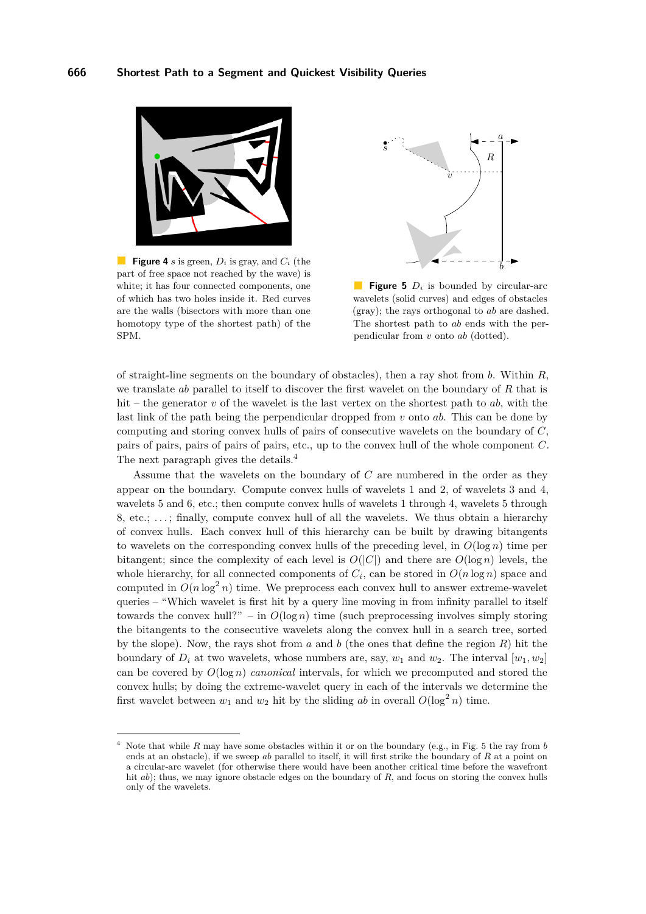**Figure 4** $s$ is green, $D_i$ is gray, and $C_i$ (the part of free space not reached by the wave) is white; it has four connected components, one of which has two holes inside it. Red curves are the walls (bisectors with more than one homotopy type of the shortest path) of the SPM.

**Figure 5** $D_i$ is bounded by circular-arc wavelets (solid curves) and edges of obstacles (gray); the rays orthogonal to $ab$ are dashed. The shortest path to $ab$ ends with the perpendicular from $v$ onto $ab$ (dotted).

of straight-line segments on the boundary of obstacles), then a ray shot from $b$. Within $R$, we translate $ab$ parallel to itself to discover the first wavelet on the boundary of $R$ that is hit – the generator $v$ of the wavelet is the last vertex on the shortest path to $ab$, with the last link of the path being the perpendicular dropped from $v$ onto $ab$. This can be done by computing and storing convex hulls of pairs of consecutive wavelets on the boundary of $C$, pairs of pairs, pairs of pairs of pairs, etc., up to the convex hull of the whole component $C$. The next paragraph gives the details.[4]

Assume that the wavelets on the boundary of $C$ are numbered in the order as they appear on the boundary. Compute convex hulls of wavelets 1 and 2, of wavelets 3 and 4, wavelets 5 and 6, etc.; then compute convex hulls of wavelets 1 through 4, wavelets 5 through 8, etc.; ...; finally, compute convex hull of all the wavelets. We thus obtain a hierarchy of convex hulls. Each convex hull of this hierarchy can be built by drawing bitangents to wavelets on the corresponding convex hulls of the preceding level, in $O(\log n)$ time per bitangent; since the complexity of each level is $O(|C|)$ and there are $O(\log n)$ levels, the whole hierarchy, for all connected components of $C_i$, can be stored in $O(n \log n)$ space and computed in $O(n \log^2 n)$ time. We preprocess each convex hull to answer extreme-wavelet queries – "Which wavelet is first hit by a query line moving in from infinity parallel to itself towards the convex hull?" – in $O(\log n)$ time (such preprocessing involves simply storing the bitangents to the consecutive wavelets along the convex hull in a search tree, sorted by the slope). Now, the rays shot from $a$ and $b$ (the ones that define the region $R$) hit the boundary of $D_i$ at two wavelets, whose numbers are, say, $w_1$ and $w_2$. The interval $[w_1, w_2]$ can be covered by $O(\log n)$ *canonical* intervals, for which we precomputed and stored the convex hulls; by doing the extreme-wavelet query in each of the intervals we determine the first wavelet between $w_1$ and $w_2$ hit by the sliding $ab$ in overall $O(\log^2 n)$ time.

[4] Note that while $R$ may have some obstacles within it or on the boundary (e.g., in Fig. 5 the ray from $b$ ends at an obstacle), if we sweep $ab$ parallel to itself, it will first strike the boundary of $R$ at a point on a circular-arc wavelet (for otherwise there would have been another critical time before the wavefront hit $ab$); thus, we may ignore obstacle edges on the boundary of $R$, and focus on storing the convex hulls only of the wavelets.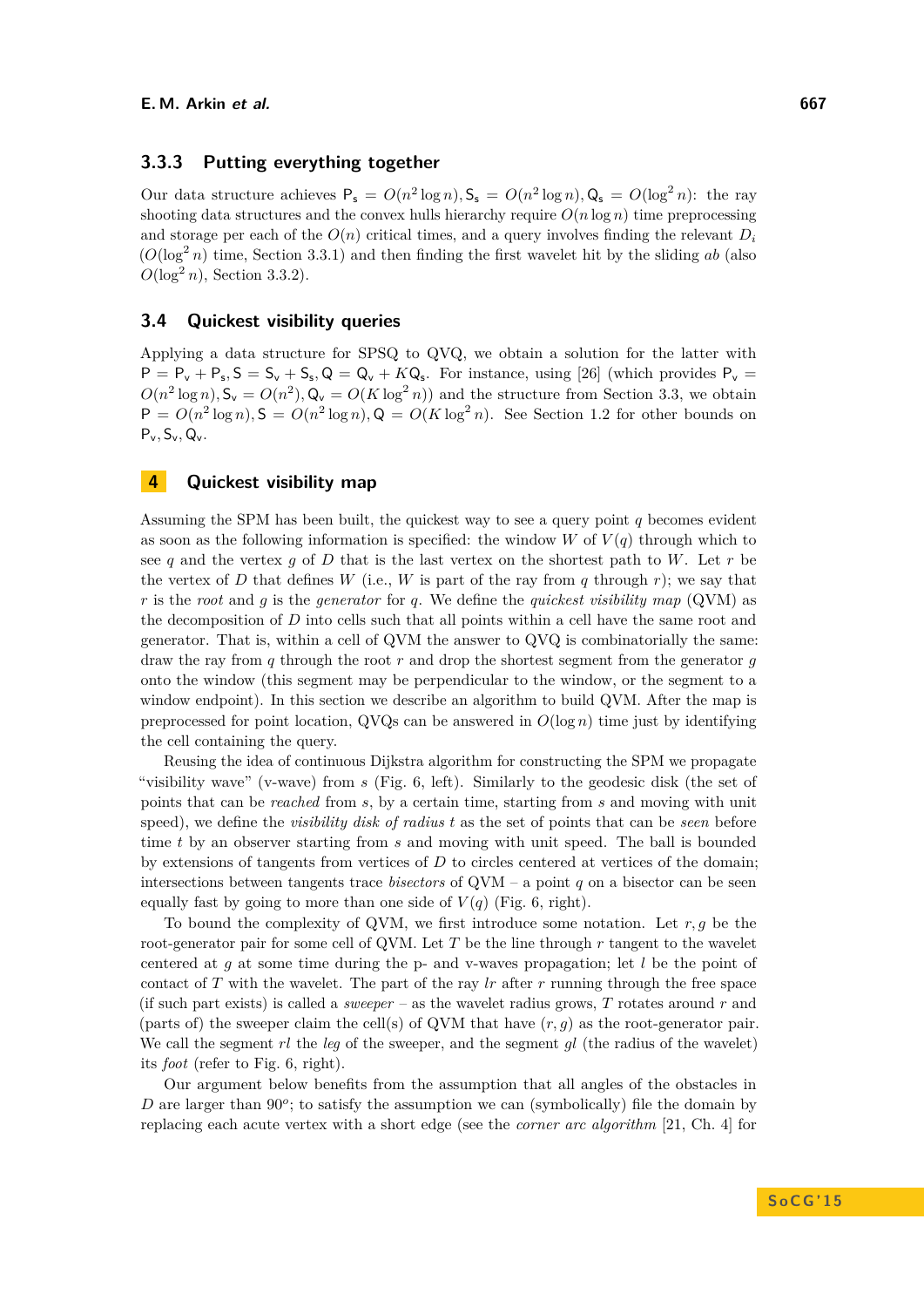### 3.3.3 Putting everything together

Our data structure achieves $\mathsf{P_s} = O(n^2 \log n), \mathsf{S_s} = O(n^2 \log n), \mathsf{Q_s} = O(\log^2 n)$: the ray shooting data structures and the convex hulls hierarchy require $O(n \log n)$ time preprocessing and storage per each of the $O(n)$ critical times, and a query involves finding the relevant $D_i$ ($O(\log^2 n)$ time, Section 3.3.1) and then finding the first wavelet hit by the sliding $ab$ (also $O(\log^2 n)$, Section 3.3.2).

## 3.4 Quickest visibility queries

Applying a data structure for SPSQ to QVQ, we obtain a solution for the latter with $\mathsf{P} = \mathsf{P_v} + \mathsf{P_s}, \mathsf{S} = \mathsf{S_v} + \mathsf{S_s}, \mathsf{Q} = \mathsf{Q_v} + K\mathsf{Q_s}$. For instance, using [26] (which provides $\mathsf{P_v} = O(n^2 \log n), \mathsf{S_v} = O(n^2), \mathsf{Q_v} = O(K \log^2 n)$) and the structure from Section 3.3, we obtain $\mathsf{P} = O(n^2 \log n), \mathsf{S} = O(n^2 \log n), \mathsf{Q} = O(K \log^2 n)$. See Section 1.2 for other bounds on $\mathsf{P_v}, \mathsf{S_v}, \mathsf{Q_v}$.

# 4 Quickest visibility map

Assuming the SPM has been built, the quickest way to see a query point $q$ becomes evident as soon as the following information is specified: the window $W$ of $V(q)$ through which to see $q$ and the vertex $g$ of $D$ that is the last vertex on the shortest path to $W$. Let $r$ be the vertex of $D$ that defines $W$ (i.e., $W$ is part of the ray from $q$ through $r$); we say that $r$ is the *root* and $g$ is the *generator* for $q$. We define the *quickest visibility map* (QVM) as the decomposition of $D$ into cells such that all points within a cell have the same root and generator. That is, within a cell of QVM the answer to QVQ is combinatorially the same: draw the ray from $q$ through the root $r$ and drop the shortest segment from the generator $g$ onto the window (this segment may be perpendicular to the window, or the segment to a window endpoint). In this section we describe an algorithm to build QVM. After the map is preprocessed for point location, QVQs can be answered in $O(\log n)$ time just by identifying the cell containing the query.

Reusing the idea of continuous Dijkstra algorithm for constructing the SPM we propagate "visibility wave" (v-wave) from $s$ (Fig. 6, left). Similarly to the geodesic disk (the set of points that can be *reached* from $s$, by a certain time, starting from $s$ and moving with unit speed), we define the *visibility disk of radius t* as the set of points that can be *seen* before time $t$ by an observer starting from $s$ and moving with unit speed. The ball is bounded by extensions of tangents from vertices of $D$ to circles centered at vertices of the domain; intersections between tangents trace *bisectors* of QVM – a point $q$ on a bisector can be seen equally fast by going to more than one side of $V(q)$ (Fig. 6, right).

To bound the complexity of QVM, we first introduce some notation. Let $r, g$ be the root-generator pair for some cell of QVM. Let $T$ be the line through $r$ tangent to the wavelet centered at $g$ at some time during the p- and v-waves propagation; let $l$ be the point of contact of $T$ with the wavelet. The part of the ray $lr$ after $r$ running through the free space (if such part exists) is called a *sweeper* – as the wavelet radius grows, $T$ rotates around $r$ and (parts of) the sweeper claim the cell(s) of QVM that have $(r, g)$ as the root-generator pair. We call the segment $rl$ the *leg* of the sweeper, and the segment $gl$ (the radius of the wavelet) its *foot* (refer to Fig. 6, right).

Our argument below benefits from the assumption that all angles of the obstacles in $D$ are larger than $90^o$; to satisfy the assumption we can (symbolically) file the domain by replacing each acute vertex with a short edge (see the *corner arc algorithm* [21, Ch. 4] for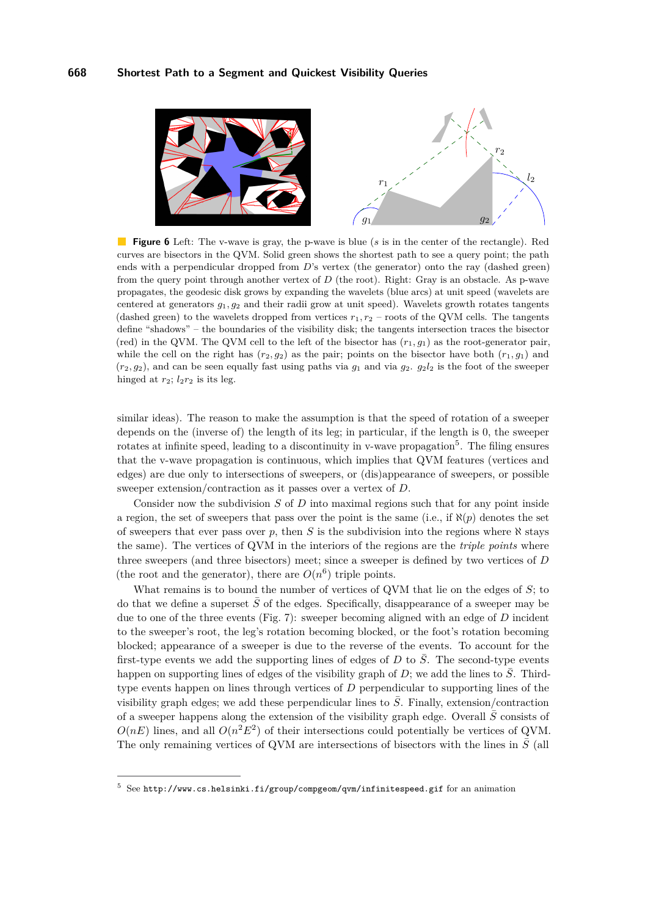**Figure 6** Left: The v-wave is gray, the p-wave is blue ($s$ is in the center of the rectangle). Red curves are bisectors in the QVM. Solid green shows the shortest path to see a query point; the path ends with a perpendicular dropped from $D$'s vertex (the generator) onto the ray (dashed green) from the query point through another vertex of $D$ (the root). Right: Gray is an obstacle. As p-wave propagates, the geodesic disk grows by expanding the wavelets (blue arcs) at unit speed (wavelets are centered at generators $g_1, g_2$ and their radii grow at unit speed). Wavelets growth rotates tangents (dashed green) to the wavelets dropped from vertices $r_1, r_2$ – roots of the QVM cells. The tangents define "shadows" – the boundaries of the visibility disk; the tangents intersection traces the bisector (red) in the QVM. The QVM cell to the left of the bisector has $(r_1, g_1)$ as the root-generator pair, while the cell on the right has $(r_2, g_2)$ as the pair; points on the bisector have both $(r_1, g_1)$ and $(r_2, g_2)$, and can be seen equally fast using paths via $g_1$ and via $g_2$. $g_2 l_2$ is the foot of the sweeper hinged at $r_2$; $l_2 r_2$ is its leg.

similar ideas). The reason to make the assumption is that the speed of rotation of a sweeper depends on the (inverse of) the length of its leg; in particular, if the length is 0, the sweeper rotates at infinite speed, leading to a discontinuity in v-wave propagation[5]. The filing ensures that the v-wave propagation is continuous, which implies that QVM features (vertices and edges) are due only to intersections of sweepers, or (dis)appearance of sweepers, or possible sweeper extension/contraction as it passes over a vertex of $D$.

Consider now the subdivision $S$ of $D$ into maximal regions such that for any point inside a region, the set of sweepers that pass over the point is the same (i.e., if $\aleph(p)$ denotes the set of sweepers that ever pass over $p$, then $S$ is the subdivision into the regions where $\aleph$ stays the same). The vertices of QVM in the interiors of the regions are the *triple points* where three sweepers (and three bisectors) meet; since a sweeper is defined by two vertices of $D$ (the root and the generator), there are $O(n^6)$ triple points.

What remains is to bound the number of vertices of QVM that lie on the edges of $S$; to do that we define a superset $\bar{S}$ of the edges. Specifically, disappearance of a sweeper may be due to one of the three events (Fig. 7): sweeper becoming aligned with an edge of $D$ incident to the sweeper's root, the leg's rotation becoming blocked, or the foot's rotation becoming blocked; appearance of a sweeper is due to the reverse of the events. To account for the first-type events we add the supporting lines of edges of $D$ to $\bar{S}$. The second-type events happen on supporting lines of edges of the visibility graph of $D$; we add the lines to $\bar{S}$. Third-type events happen on lines through vertices of $D$ perpendicular to supporting lines of the visibility graph edges; we add these perpendicular lines to $\bar{S}$. Finally, extension/contraction of a sweeper happens along the extension of the visibility graph edge. Overall $\bar{S}$ consists of $O(nE)$ lines, and all $O(n^2E^2)$ of their intersections could potentially be vertices of QVM. The only remaining vertices of QVM are intersections of bisectors with the lines in $\bar{S}$ (all

[5] See http://www.cs.helsinki.fi/group/compgeom/qvm/infinitespeed.gif for an animation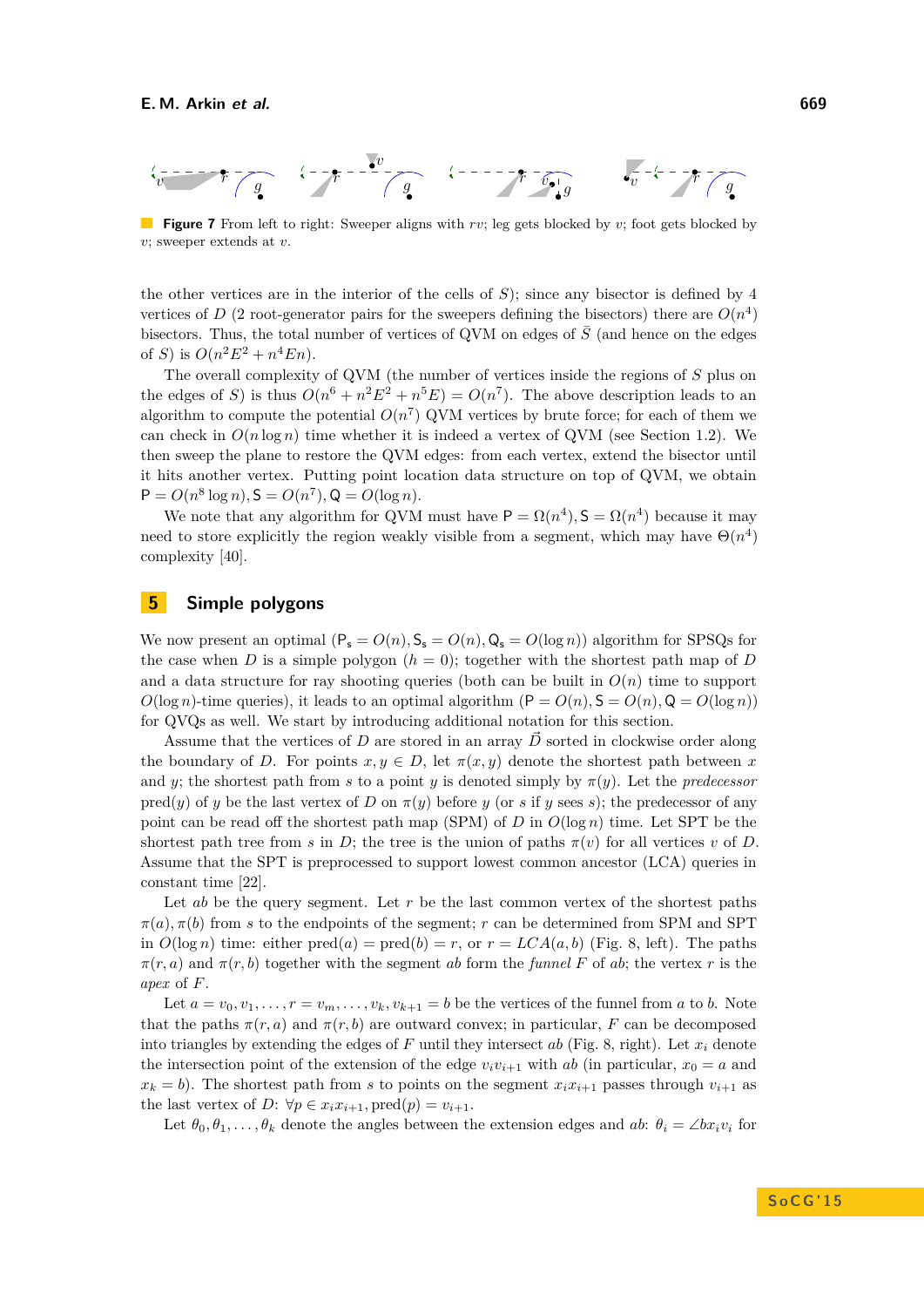**Figure 7** From left to right: Sweeper aligns with $rv$; leg gets blocked by $v$; foot gets blocked by $v$; sweeper extends at $v$.

the other vertices are in the interior of the cells of $S$); since any bisector is defined by 4 vertices of $D$ (2 root-generator pairs for the sweepers defining the bisectors) there are $O(n^4)$ bisectors. Thus, the total number of vertices of QVM on edges of $\bar{S}$ (and hence on the edges of $S$) is $O(n^2E^2 + n^4En)$.

The overall complexity of QVM (the number of vertices inside the regions of $S$ plus on the edges of $S$) is thus $O(n^6 + n^2E^2 + n^5E) = O(n^7)$. The above description leads to an algorithm to compute the potential $O(n^7)$ QVM vertices by brute force; for each of them we can check in $O(n \log n)$ time whether it is indeed a vertex of QVM (see Section 1.2). We then sweep the plane to restore the QVM edges: from each vertex, extend the bisector until it hits another vertex. Putting point location data structure on top of QVM, we obtain $\mathsf{P} = O(n^8 \log n), \mathsf{S} = O(n^7), \mathsf{Q} = O(\log n)$.

We note that any algorithm for QVM must have $\mathsf{P} = \Omega(n^4), \mathsf{S} = \Omega(n^4)$ because it may need to store explicitly the region weakly visible from a segment, which may have $\Theta(n^4)$ complexity [40].

## 5 Simple polygons

We now present an optimal ($\mathsf{P_s} = O(n), \mathsf{S_s} = O(n), \mathsf{Q_s} = O(\log n)$) algorithm for SPSQs for the case when $D$ is a simple polygon ($h = 0$); together with the shortest path map of $D$ and a data structure for ray shooting queries (both can be built in $O(n)$ time to support $O(\log n)$-time queries), it leads to an optimal algorithm ($\mathsf{P} = O(n), \mathsf{S} = O(n), \mathsf{Q} = O(\log n)$) for QVQs as well. We start by introducing additional notation for this section.

Assume that the vertices of $D$ are stored in an array $\vec{D}$ sorted in clockwise order along the boundary of $D$. For points $x, y \in D$, let $\pi(x, y)$ denote the shortest path between $x$ and $y$; the shortest path from $s$ to a point $y$ is denoted simply by $\pi(y)$. Let the *predecessor* pred$(y)$ of $y$ be the last vertex of $D$ on $\pi(y)$ before $y$ (or $s$ if $y$ sees $s$); the predecessor of any point can be read off the shortest path map (SPM) of $D$ in $O(\log n)$ time. Let SPT be the shortest path tree from $s$ in $D$; the tree is the union of paths $\pi(v)$ for all vertices $v$ of $D$. Assume that the SPT is preprocessed to support lowest common ancestor (LCA) queries in constant time [22].

Let $ab$ be the query segment. Let $r$ be the last common vertex of the shortest paths $\pi(a), \pi(b)$ from $s$ to the endpoints of the segment; $r$ can be determined from SPM and SPT in $O(\log n)$ time: either pred$(a) = $ pred$(b) = r$, or $r = LCA(a, b)$ (Fig. 8, left). The paths $\pi(r, a)$ and $\pi(r, b)$ together with the segment $ab$ form the *funnel* $F$ of $ab$; the vertex $r$ is the *apex* of $F$.

Let $a = v_0, v_1, \ldots, r = v_m, \ldots, v_k, v_{k+1} = b$ be the vertices of the funnel from $a$ to $b$. Note that the paths $\pi(r, a)$ and $\pi(r, b)$ are outward convex; in particular, $F$ can be decomposed into triangles by extending the edges of $F$ until they intersect $ab$ (Fig. 8, right). Let $x_i$ denote the intersection point of the extension of the edge $v_iv_{i+1}$ with $ab$ (in particular, $x_0 = a$ and $x_k = b$). The shortest path from $s$ to points on the segment $x_ix_{i+1}$ passes through $v_{i+1}$ as the last vertex of $D$: $\forall p \in x_ix_{i+1}, \text{pred}(p) = v_{i+1}$.

Let $\theta_0, \theta_1, \ldots, \theta_k$ denote the angles between the extension edges and $ab$: $\theta_i = \angle bx_iv_i$ for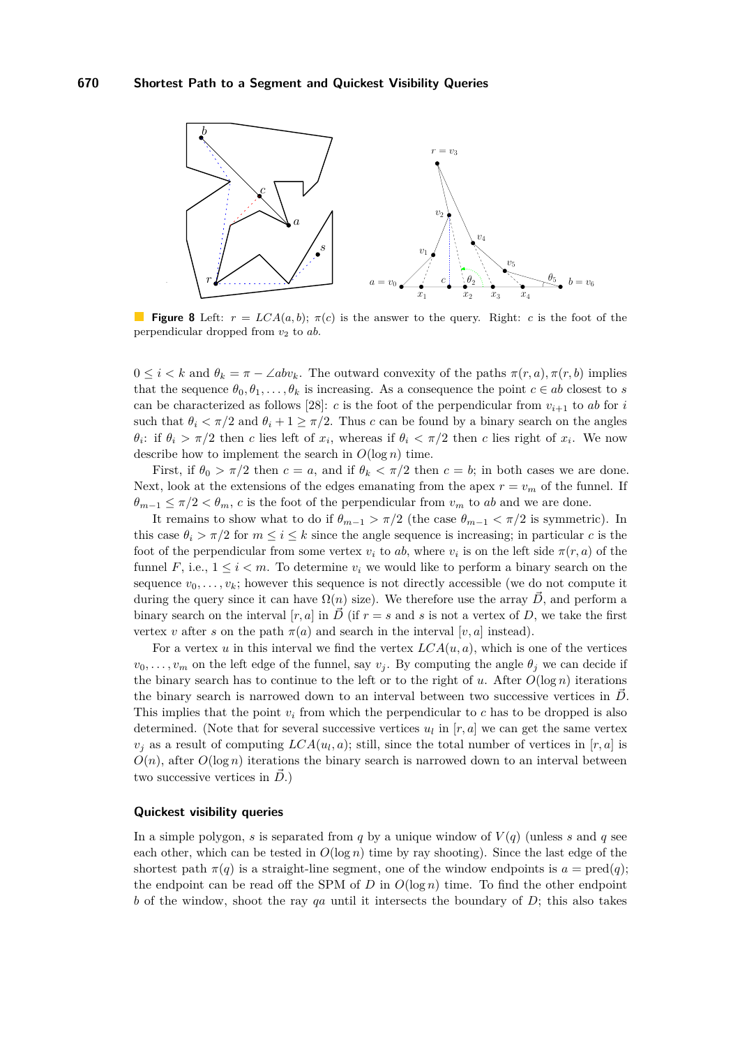**Figure 8** Left: $r = LCA(a, b)$; $\pi(c)$ is the answer to the query. Right: $c$ is the foot of the perpendicular dropped from $v_2$ to $ab$.

$0 \leq i < k$ and $\theta_k = \pi - \angle abv_k$. The outward convexity of the paths $\pi(r, a), \pi(r, b)$ implies that the sequence $\theta_0, \theta_1, \ldots, \theta_k$ is increasing. As a consequence the point $c \in ab$ closest to $s$ can be characterized as follows [28]: $c$ is the foot of the perpendicular from $v_{i+1}$ to $ab$ for $i$ such that $\theta_i < \pi/2$ and $\theta_i + 1 \geq \pi/2$. Thus $c$ can be found by a binary search on the angles $\theta_i$: if $\theta_i > \pi/2$ then $c$ lies left of $x_i$, whereas if $\theta_i < \pi/2$ then $c$ lies right of $x_i$. We now describe how to implement the search in $O(\log n)$ time.

First, if $\theta_0 > \pi/2$ then $c = a$, and if $\theta_k < \pi/2$ then $c = b$; in both cases we are done. Next, look at the extensions of the edges emanating from the apex $r = v_m$ of the funnel. If $\theta_{m-1} \leq \pi/2 < \theta_m$, $c$ is the foot of the perpendicular from $v_m$ to $ab$ and we are done.

It remains to show what to do if $\theta_{m-1} > \pi/2$ (the case $\theta_{m-1} < \pi/2$ is symmetric). In this case $\theta_i > \pi/2$ for $m \leq i \leq k$ since the angle sequence is increasing; in particular $c$ is the foot of the perpendicular from some vertex $v_i$ to $ab$, where $v_i$ is on the left side $\pi(r, a)$ of the funnel $F$, i.e., $1 \leq i < m$. To determine $v_i$ we would like to perform a binary search on the sequence $v_0, \ldots, v_k$; however this sequence is not directly accessible (we do not compute it during the query since it can have $\Omega(n)$ size). We therefore use the array $\vec{D}$, and perform a binary search on the interval $[r, a]$ in $\vec{D}$ (if $r = s$ and $s$ is not a vertex of $D$, we take the first vertex $v$ after $s$ on the path $\pi(a)$ and search in the interval $[v, a]$ instead).

For a vertex $u$ in this interval we find the vertex $LCA(u, a)$, which is one of the vertices $v_0, \ldots, v_m$ on the left edge of the funnel, say $v_j$. By computing the angle $\theta_j$ we can decide if the binary search has to continue to the left or to the right of $u$. After $O(\log n)$ iterations the binary search is narrowed down to an interval between two successive vertices in $\vec{D}$. This implies that the point $v_i$ from which the perpendicular to $c$ has to be dropped is also determined. (Note that for several successive vertices $u_l$ in $[r, a]$ we can get the same vertex $v_j$ as a result of computing $LCA(u_l, a)$; still, since the total number of vertices in $[r, a]$ is $O(n)$, after $O(\log n)$ iterations the binary search is narrowed down to an interval between two successive vertices in $\vec{D}$.)

### Quickest visibility queries

In a simple polygon, $s$ is separated from $q$ by a unique window of $V(q)$ (unless $s$ and $q$ see each other, which can be tested in $O(\log n)$ time by ray shooting). Since the last edge of the shortest path $\pi(q)$ is a straight-line segment, one of the window endpoints is $a = \text{pred}(q)$; the endpoint can be read off the SPM of $D$ in $O(\log n)$ time. To find the other endpoint $b$ of the window, shoot the ray $qa$ until it intersects the boundary of $D$; this also takes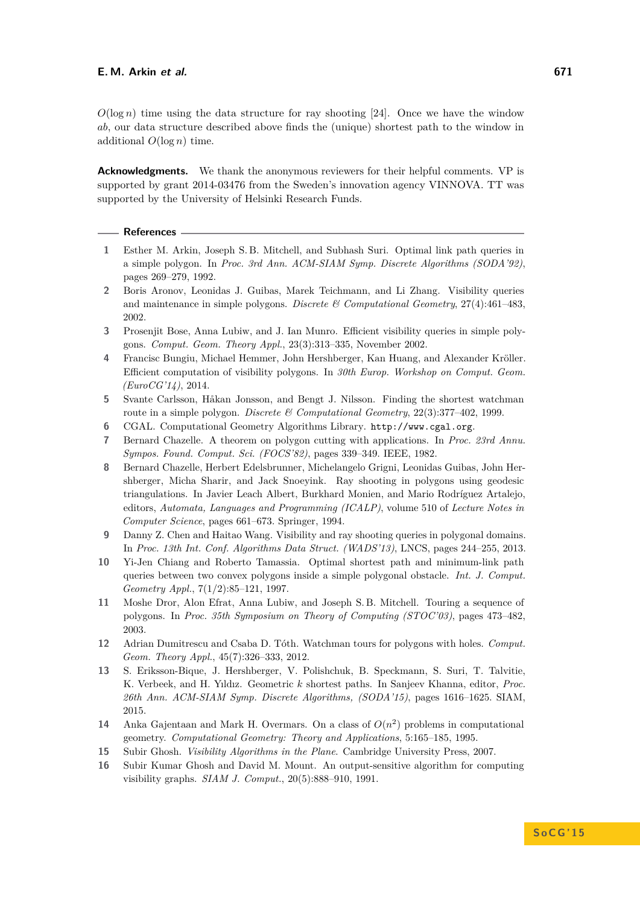$O(\log n)$ time using the data structure for ray shooting [24]. Once we have the window $ab$, our data structure described above finds the (unique) shortest path to the window in additional $O(\log n)$ time.

**Acknowledgments.** We thank the anonymous reviewers for their helpful comments. VP is supported by grant 2014-03476 from the Sweden's innovation agency VINNOVA. TT was supported by the University of Helsinki Research Funds.

## References

1. Esther M. Arkin, Joseph S. B. Mitchell, and Subhash Suri. Optimal link path queries in a simple polygon. In *Proc. 3rd Ann. ACM-SIAM Symp. Discrete Algorithms (SODA'92)*, pages 269–279, 1992.
2. Boris Aronov, Leonidas J. Guibas, Marek Teichmann, and Li Zhang. Visibility queries and maintenance in simple polygons. *Discrete & Computational Geometry*, 27(4):461–483, 2002.
3. Prosenjit Bose, Anna Lubiw, and J. Ian Munro. Efficient visibility queries in simple polygons. *Comput. Geom. Theory Appl.*, 23(3):313–335, November 2002.
4. Francisc Bungiu, Michael Hemmer, John Hershberger, Kan Huang, and Alexander Kröller. Efficient computation of visibility polygons. In *30th Europ. Workshop on Comput. Geom. (EuroCG'14)*, 2014.
5. Svante Carlsson, Håkan Jonsson, and Bengt J. Nilsson. Finding the shortest watchman route in a simple polygon. *Discrete & Computational Geometry*, 22(3):377–402, 1999.
6. CGAL. Computational Geometry Algorithms Library. `http://www.cgal.org`.
7. Bernard Chazelle. A theorem on polygon cutting with applications. In *Proc. 23rd Annu. Sympos. Found. Comput. Sci. (FOCS'82)*, pages 339–349. IEEE, 1982.
8. Bernard Chazelle, Herbert Edelsbrunner, Michelangelo Grigni, Leonidas Guibas, John Hershberger, Micha Sharir, and Jack Snoeyink. Ray shooting in polygons using geodesic triangulations. In Javier Leach Albert, Burkhard Monien, and Mario Rodríguez Artalejo, editors, *Automata, Languages and Programming (ICALP)*, volume 510 of *Lecture Notes in Computer Science*, pages 661–673. Springer, 1994.
9. Danny Z. Chen and Haitao Wang. Visibility and ray shooting queries in polygonal domains. In *Proc. 13th Int. Conf. Algorithms Data Struct. (WADS'13)*, LNCS, pages 244–255, 2013.
10. Yi-Jen Chiang and Roberto Tamassia. Optimal shortest path and minimum-link path queries between two convex polygons inside a simple polygonal obstacle. *Int. J. Comput. Geometry Appl.*, 7(1/2):85–121, 1997.
11. Moshe Dror, Alon Efrat, Anna Lubiw, and Joseph S. B. Mitchell. Touring a sequence of polygons. In *Proc. 35th Symposium on Theory of Computing (STOC'03)*, pages 473–482, 2003.
12. Adrian Dumitrescu and Csaba D. Tóth. Watchman tours for polygons with holes. *Comput. Geom. Theory Appl.*, 45(7):326–333, 2012.
13. S. Eriksson-Bique, J. Hershberger, V. Polishchuk, B. Speckmann, S. Suri, T. Talvitie, K. Verbeek, and H. Yıldız. Geometric $k$ shortest paths. In Sanjeev Khanna, editor, *Proc. 26th Ann. ACM-SIAM Symp. Discrete Algorithms, (SODA'15)*, pages 1616–1625. SIAM, 2015.
14. Anka Gajentaan and Mark H. Overmars. On a class of $O(n^2)$ problems in computational geometry. *Computational Geometry: Theory and Applications*, 5:165–185, 1995.
15. Subir Ghosh. *Visibility Algorithms in the Plane*. Cambridge University Press, 2007.
16. Subir Kumar Ghosh and David M. Mount. An output-sensitive algorithm for computing visibility graphs. *SIAM J. Comput.*, 20(5):888–910, 1991.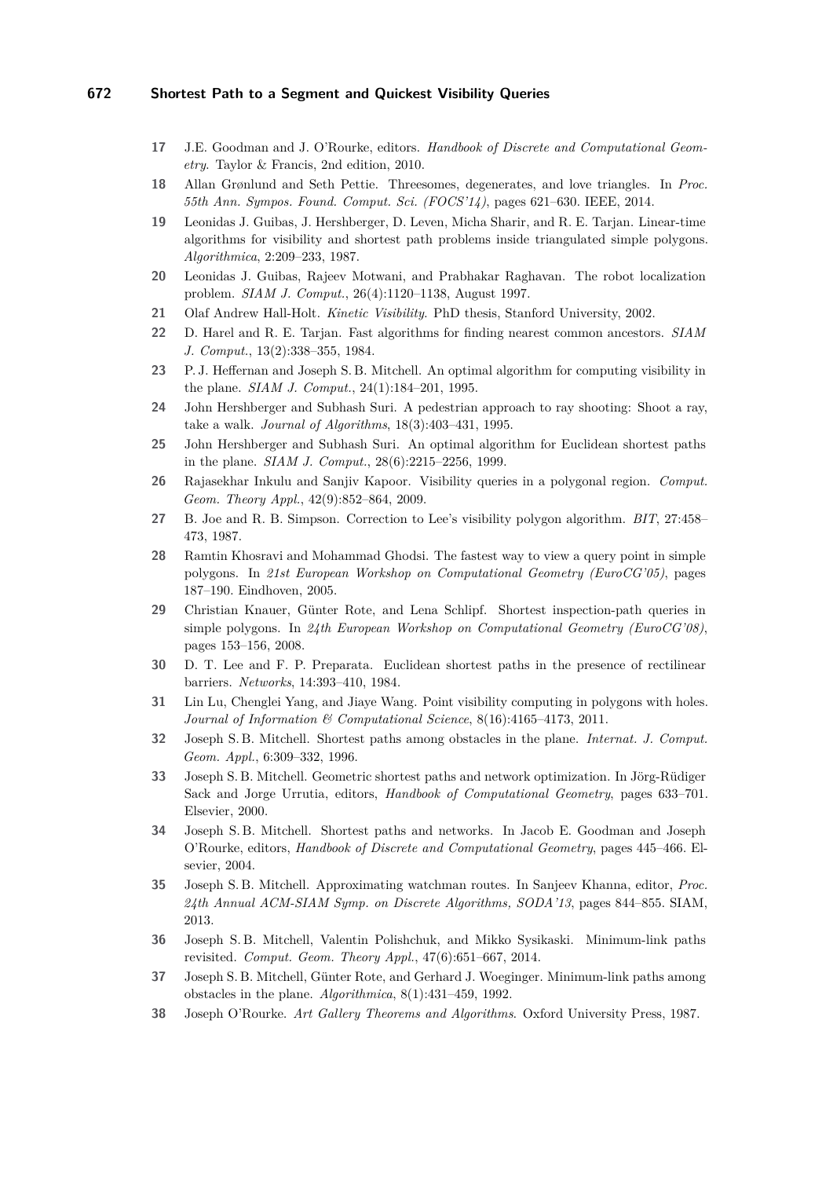17 J.E. Goodman and J. O'Rourke, editors. *Handbook of Discrete and Computational Geometry.* Taylor & Francis, 2nd edition, 2010.

18 Allan Grønlund and Seth Pettie. Threesomes, degenerates, and love triangles. In *Proc. 55th Ann. Sympos. Found. Comput. Sci. (FOCS'14)*, pages 621–630. IEEE, 2014.

19 Leonidas J. Guibas, J. Hershberger, D. Leven, Micha Sharir, and R. E. Tarjan. Linear-time algorithms for visibility and shortest path problems inside triangulated simple polygons. *Algorithmica*, 2:209–233, 1987.

20 Leonidas J. Guibas, Rajeev Motwani, and Prabhakar Raghavan. The robot localization problem. *SIAM J. Comput.*, 26(4):1120–1138, August 1997.

21 Olaf Andrew Hall-Holt. *Kinetic Visibility.* PhD thesis, Stanford University, 2002.

22 D. Harel and R. E. Tarjan. Fast algorithms for finding nearest common ancestors. *SIAM J. Comput.*, 13(2):338–355, 1984.

23 P. J. Heffernan and Joseph S. B. Mitchell. An optimal algorithm for computing visibility in the plane. *SIAM J. Comput.*, 24(1):184–201, 1995.

24 John Hershberger and Subhash Suri. A pedestrian approach to ray shooting: Shoot a ray, take a walk. *Journal of Algorithms*, 18(3):403–431, 1995.

25 John Hershberger and Subhash Suri. An optimal algorithm for Euclidean shortest paths in the plane. *SIAM J. Comput.*, 28(6):2215–2256, 1999.

26 Rajasekhar Inkulu and Sanjiv Kapoor. Visibility queries in a polygonal region. *Comput. Geom. Theory Appl.*, 42(9):852–864, 2009.

27 B. Joe and R. B. Simpson. Correction to Lee's visibility polygon algorithm. *BIT*, 27:458–473, 1987.

28 Ramtin Khosravi and Mohammad Ghodsi. The fastest way to view a query point in simple polygons. In *21st European Workshop on Computational Geometry (EuroCG'05)*, pages 187–190. Eindhoven, 2005.

29 Christian Knauer, Günter Rote, and Lena Schlipf. Shortest inspection-path queries in simple polygons. In *24th European Workshop on Computational Geometry (EuroCG'08)*, pages 153–156, 2008.

30 D. T. Lee and F. P. Preparata. Euclidean shortest paths in the presence of rectilinear barriers. *Networks*, 14:393–410, 1984.

31 Lin Lu, Chenglei Yang, and Jiaye Wang. Point visibility computing in polygons with holes. *Journal of Information & Computational Science*, 8(16):4165–4173, 2011.

32 Joseph S. B. Mitchell. Shortest paths among obstacles in the plane. *Internat. J. Comput. Geom. Appl.*, 6:309–332, 1996.

33 Joseph S. B. Mitchell. Geometric shortest paths and network optimization. In Jörg-Rüdiger Sack and Jorge Urrutia, editors, *Handbook of Computational Geometry*, pages 633–701. Elsevier, 2000.

34 Joseph S. B. Mitchell. Shortest paths and networks. In Jacob E. Goodman and Joseph O'Rourke, editors, *Handbook of Discrete and Computational Geometry*, pages 445–466. Elsevier, 2004.

35 Joseph S. B. Mitchell. Approximating watchman routes. In Sanjeev Khanna, editor, *Proc. 24th Annual ACM-SIAM Symp. on Discrete Algorithms, SODA'13*, pages 844–855. SIAM, 2013.

36 Joseph S. B. Mitchell, Valentin Polishchuk, and Mikko Sysikaski. Minimum-link paths revisited. *Comput. Geom. Theory Appl.*, 47(6):651–667, 2014.

37 Joseph S. B. Mitchell, Günter Rote, and Gerhard J. Woeginger. Minimum-link paths among obstacles in the plane. *Algorithmica*, 8(1):431–459, 1992.

38 Joseph O'Rourke. *Art Gallery Theorems and Algorithms*. Oxford University Press, 1987.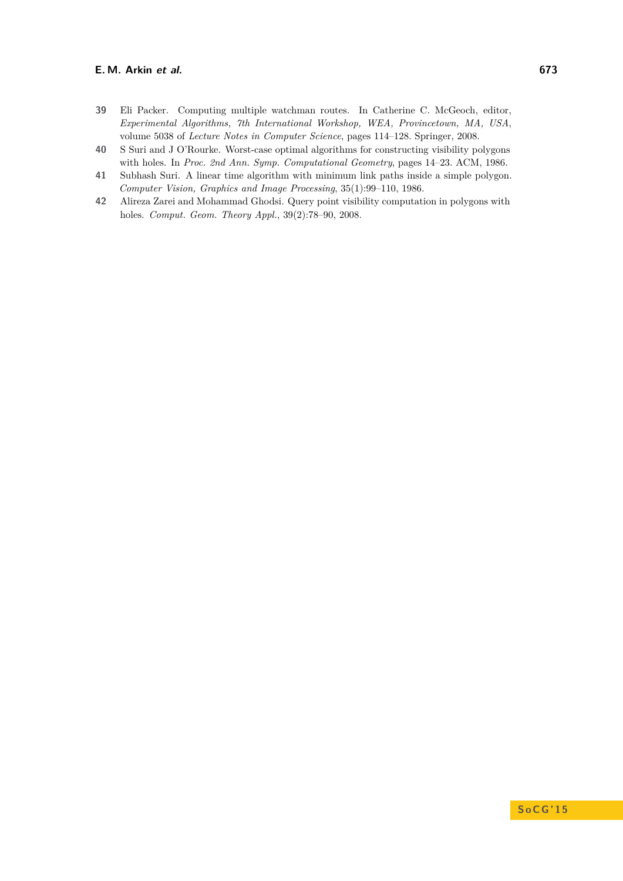39 Eli Packer. Computing multiple watchman routes. In Catherine C. McGeoch, editor, *Experimental Algorithms, 7th International Workshop, WEA, Provincetown, MA, USA*, volume 5038 of *Lecture Notes in Computer Science*, pages 114–128. Springer, 2008.

40 S Suri and J O'Rourke. Worst-case optimal algorithms for constructing visibility polygons with holes. In *Proc. 2nd Ann. Symp. Computational Geometry*, pages 14–23. ACM, 1986.

41 Subhash Suri. A linear time algorithm with minimum link paths inside a simple polygon. *Computer Vision, Graphics and Image Processing*, 35(1):99–110, 1986.

42 Alireza Zarei and Mohammad Ghodsi. Query point visibility computation in polygons with holes. *Comput. Geom. Theory Appl.*, 39(2):78–90, 2008.